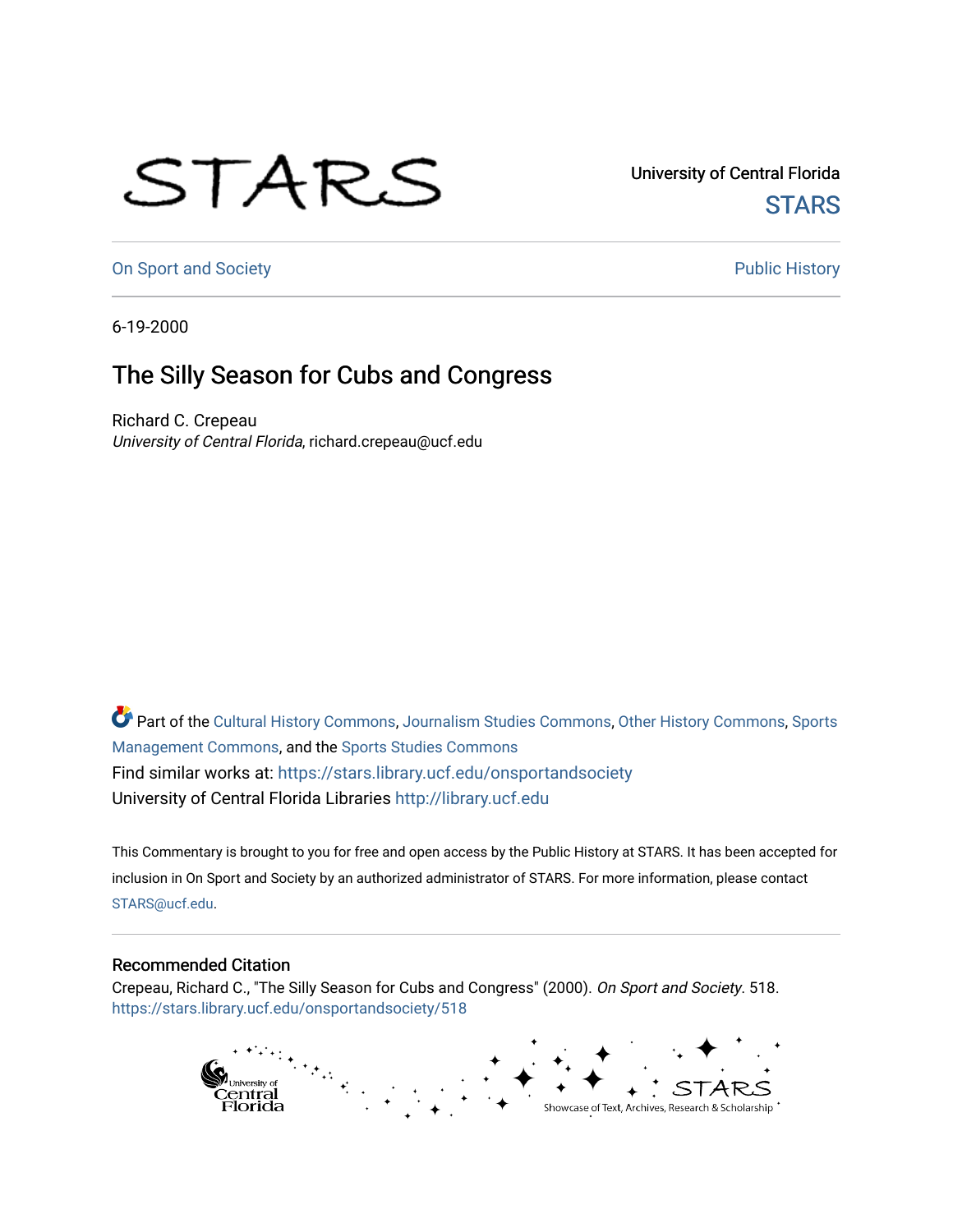University of Central Florida

STARS

On Sport and Society

Public History

6-19-2000

# The Silly Season for Cubs and Congress

Richard C. Crepeau

*University of Central Florida*, richard.crepeau@ucf.edu

Part of the Cultural History Commons, Journalism Studies Commons, Other History Commons, Sports Management Commons, and the Sports Studies Commons

Find similar works at: https://stars.library.ucf.edu/onsportandsociety

University of Central Florida Libraries http://library.ucf.edu

This Commentary is brought to you for free and open access by the Public History at STARS. It has been accepted for inclusion in On Sport and Society by an authorized administrator of STARS. For more information, please contact STARS@ucf.edu.

## Recommended Citation

Crepeau, Richard C., "The Silly Season for Cubs and Congress" (2000). *On Sport and Society*. 518.
https://stars.library.ucf.edu/onsportandsociety/518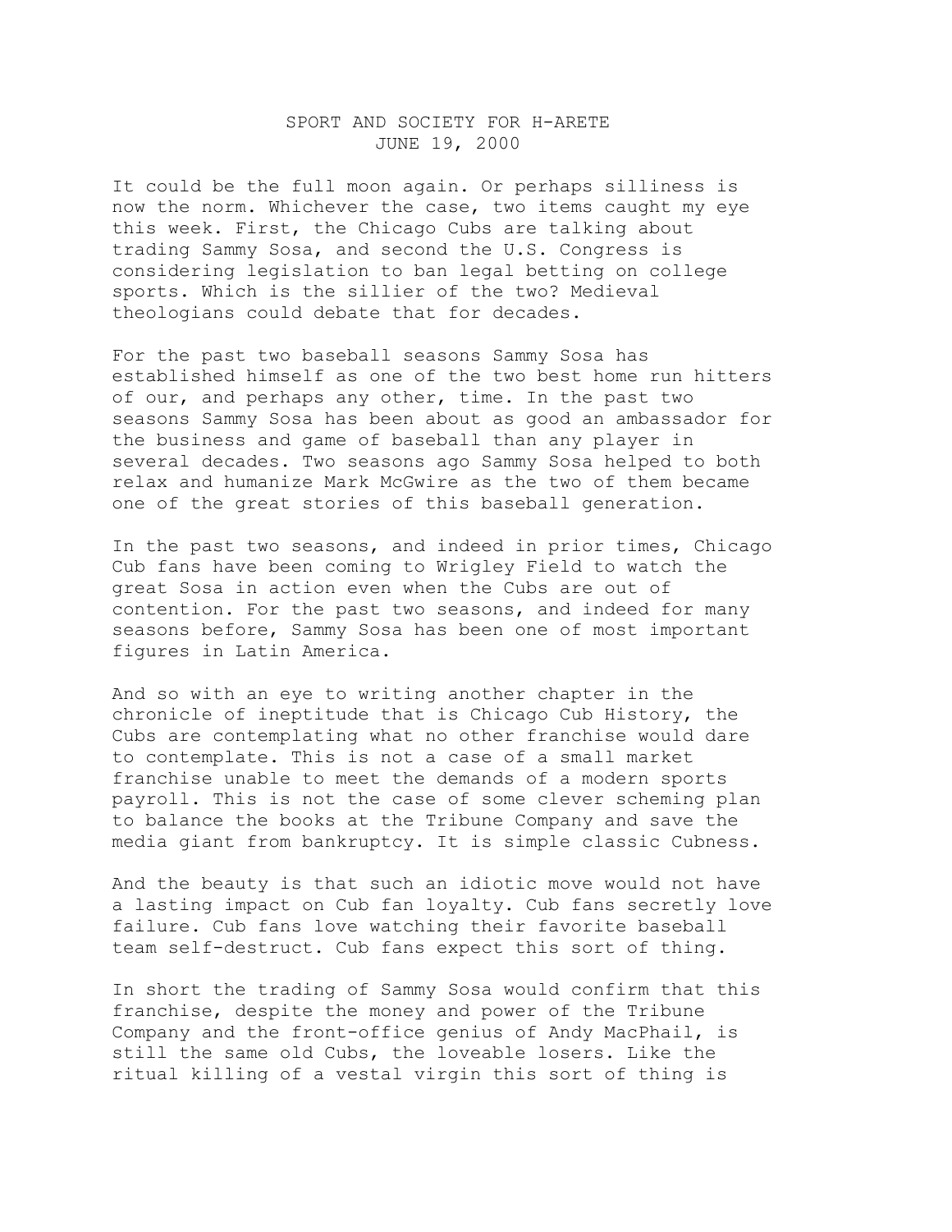SPORT AND SOCIETY FOR H-ARETE
JUNE 19, 2000

It could be the full moon again. Or perhaps silliness is now the norm. Whichever the case, two items caught my eye this week. First, the Chicago Cubs are talking about trading Sammy Sosa, and second the U.S. Congress is considering legislation to ban legal betting on college sports. Which is the sillier of the two? Medieval theologians could debate that for decades.

For the past two baseball seasons Sammy Sosa has established himself as one of the two best home run hitters of our, and perhaps any other, time. In the past two seasons Sammy Sosa has been about as good an ambassador for the business and game of baseball than any player in several decades. Two seasons ago Sammy Sosa helped to both relax and humanize Mark McGwire as the two of them became one of the great stories of this baseball generation.

In the past two seasons, and indeed in prior times, Chicago Cub fans have been coming to Wrigley Field to watch the great Sosa in action even when the Cubs are out of contention. For the past two seasons, and indeed for many seasons before, Sammy Sosa has been one of most important figures in Latin America.

And so with an eye to writing another chapter in the chronicle of ineptitude that is Chicago Cub History, the Cubs are contemplating what no other franchise would dare to contemplate. This is not a case of a small market franchise unable to meet the demands of a modern sports payroll. This is not the case of some clever scheming plan to balance the books at the Tribune Company and save the media giant from bankruptcy. It is simple classic Cubness.

And the beauty is that such an idiotic move would not have a lasting impact on Cub fan loyalty. Cub fans secretly love failure. Cub fans love watching their favorite baseball team self-destruct. Cub fans expect this sort of thing.

In short the trading of Sammy Sosa would confirm that this franchise, despite the money and power of the Tribune Company and the front-office genius of Andy MacPhail, is still the same old Cubs, the loveable losers. Like the ritual killing of a vestal virgin this sort of thing is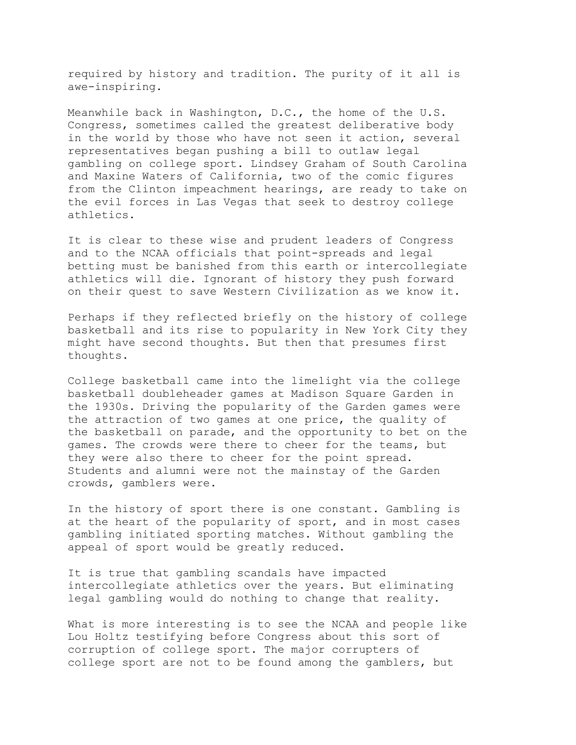required by history and tradition. The purity of it all is awe-inspiring.

Meanwhile back in Washington, D.C., the home of the U.S. Congress, sometimes called the greatest deliberative body in the world by those who have not seen it action, several representatives began pushing a bill to outlaw legal gambling on college sport. Lindsey Graham of South Carolina and Maxine Waters of California, two of the comic figures from the Clinton impeachment hearings, are ready to take on the evil forces in Las Vegas that seek to destroy college athletics.

It is clear to these wise and prudent leaders of Congress and to the NCAA officials that point-spreads and legal betting must be banished from this earth or intercollegiate athletics will die. Ignorant of history they push forward on their quest to save Western Civilization as we know it.

Perhaps if they reflected briefly on the history of college basketball and its rise to popularity in New York City they might have second thoughts. But then that presumes first thoughts.

College basketball came into the limelight via the college basketball doubleheader games at Madison Square Garden in the 1930s. Driving the popularity of the Garden games were the attraction of two games at one price, the quality of the basketball on parade, and the opportunity to bet on the games. The crowds were there to cheer for the teams, but they were also there to cheer for the point spread. Students and alumni were not the mainstay of the Garden crowds, gamblers were.

In the history of sport there is one constant. Gambling is at the heart of the popularity of sport, and in most cases gambling initiated sporting matches. Without gambling the appeal of sport would be greatly reduced.

It is true that gambling scandals have impacted intercollegiate athletics over the years. But eliminating legal gambling would do nothing to change that reality.

What is more interesting is to see the NCAA and people like Lou Holtz testifying before Congress about this sort of corruption of college sport. The major corrupters of college sport are not to be found among the gamblers, but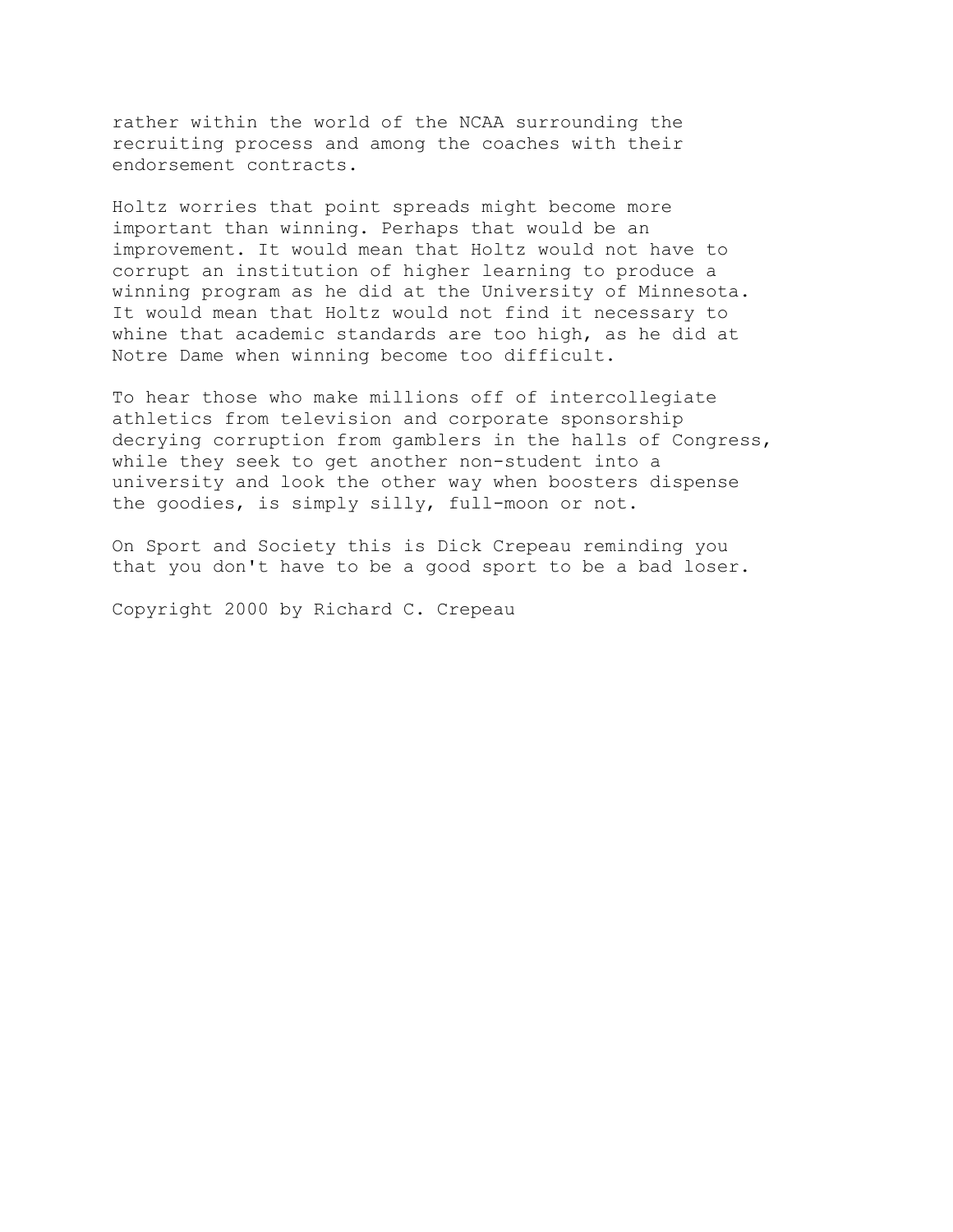rather within the world of the NCAA surrounding the recruiting process and among the coaches with their endorsement contracts.

Holtz worries that point spreads might become more important than winning. Perhaps that would be an improvement. It would mean that Holtz would not have to corrupt an institution of higher learning to produce a winning program as he did at the University of Minnesota. It would mean that Holtz would not find it necessary to whine that academic standards are too high, as he did at Notre Dame when winning become too difficult.

To hear those who make millions off of intercollegiate athletics from television and corporate sponsorship decrying corruption from gamblers in the halls of Congress, while they seek to get another non-student into a university and look the other way when boosters dispense the goodies, is simply silly, full-moon or not.

On Sport and Society this is Dick Crepeau reminding you that you don't have to be a good sport to be a bad loser.

Copyright 2000 by Richard C. Crepeau